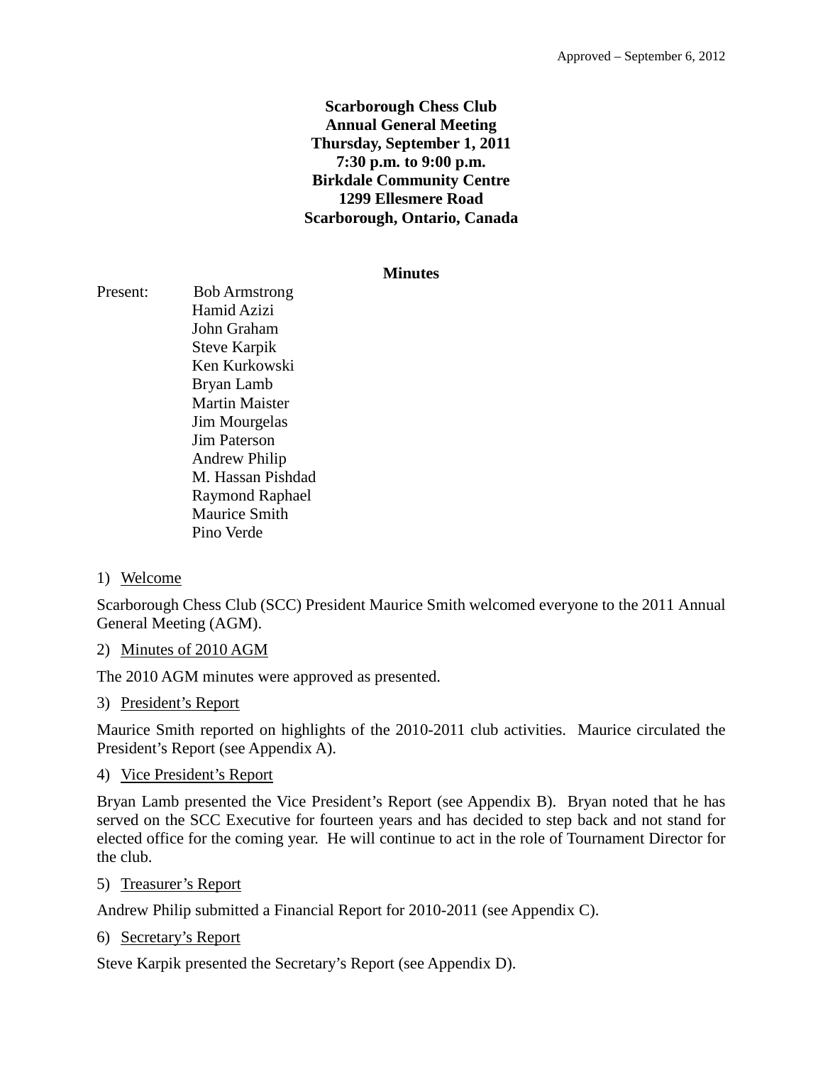Approved – September 6, 2012

**Scarborough Chess Club**
**Annual General Meeting**
**Thursday, September 1, 2011**
**7:30 p.m. to 9:00 p.m.**
**Birkdale Community Centre**
**1299 Ellesmere Road**
**Scarborough, Ontario, Canada**

## Minutes

Present:
- Bob Armstrong
- Hamid Azizi
- John Graham
- Steve Karpik
- Ken Kurkowski
- Bryan Lamb
- Martin Maister
- Jim Mourgelas
- Jim Paterson
- Andrew Philip
- M. Hassan Pishdad
- Raymond Raphael
- Maurice Smith
- Pino Verde

1) Welcome

Scarborough Chess Club (SCC) President Maurice Smith welcomed everyone to the 2011 Annual General Meeting (AGM).

2) Minutes of 2010 AGM

The 2010 AGM minutes were approved as presented.

3) President's Report

Maurice Smith reported on highlights of the 2010-2011 club activities. Maurice circulated the President's Report (see Appendix A).

4) Vice President's Report

Bryan Lamb presented the Vice President's Report (see Appendix B). Bryan noted that he has served on the SCC Executive for fourteen years and has decided to step back and not stand for elected office for the coming year. He will continue to act in the role of Tournament Director for the club.

5) Treasurer's Report

Andrew Philip submitted a Financial Report for 2010-2011 (see Appendix C).

6) Secretary's Report

Steve Karpik presented the Secretary's Report (see Appendix D).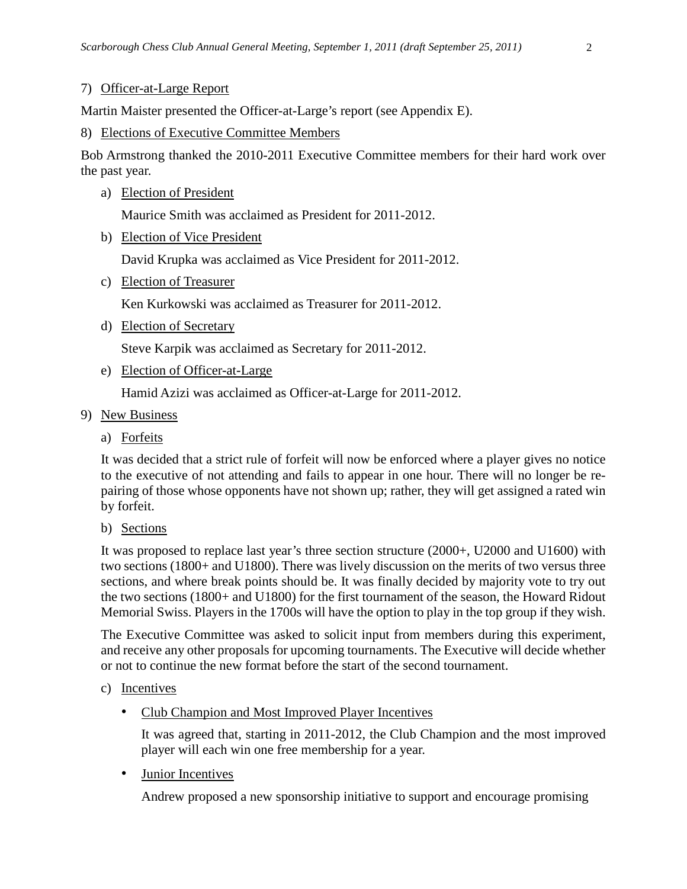7) <u>Officer-at-Large Report</u>

Martin Maister presented the Officer-at-Large's report (see Appendix E).

8) <u>Elections of Executive Committee Members</u>

Bob Armstrong thanked the 2010-2011 Executive Committee members for their hard work over the past year.

a) <u>Election of President</u>

   Maurice Smith was acclaimed as President for 2011-2012.

b) <u>Election of Vice President</u>

   David Krupka was acclaimed as Vice President for 2011-2012.

c) <u>Election of Treasurer</u>

   Ken Kurkowski was acclaimed as Treasurer for 2011-2012.

d) <u>Election of Secretary</u>

   Steve Karpik was acclaimed as Secretary for 2011-2012.

e) <u>Election of Officer-at-Large</u>

   Hamid Azizi was acclaimed as Officer-at-Large for 2011-2012.

9) <u>New Business</u>

a) <u>Forfeits</u>

   It was decided that a strict rule of forfeit will now be enforced where a player gives no notice to the executive of not attending and fails to appear in one hour. There will no longer be re-pairing of those whose opponents have not shown up; rather, they will get assigned a rated win by forfeit.

b) <u>Sections</u>

   It was proposed to replace last year's three section structure (2000+, U2000 and U1600) with two sections (1800+ and U1800). There was lively discussion on the merits of two versus three sections, and where break points should be. It was finally decided by majority vote to try out the two sections (1800+ and U1800) for the first tournament of the season, the Howard Ridout Memorial Swiss. Players in the 1700s will have the option to play in the top group if they wish.

   The Executive Committee was asked to solicit input from members during this experiment, and receive any other proposals for upcoming tournaments. The Executive will decide whether or not to continue the new format before the start of the second tournament.

c) <u>Incentives</u>

   - <u>Club Champion and Most Improved Player Incentives</u>

     It was agreed that, starting in 2011-2012, the Club Champion and the most improved player will each win one free membership for a year.

   - <u>Junior Incentives</u>

     Andrew proposed a new sponsorship initiative to support and encourage promising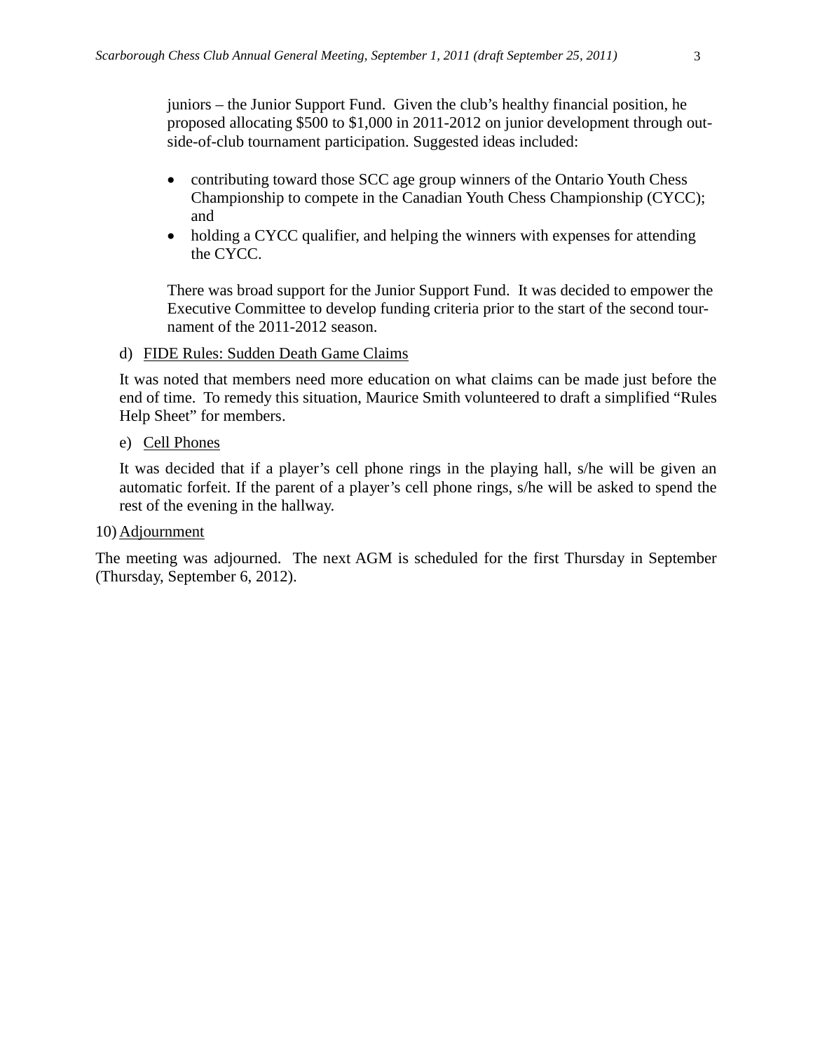juniors – the Junior Support Fund. Given the club's healthy financial position, he proposed allocating $500 to $1,000 in 2011-2012 on junior development through out-side-of-club tournament participation. Suggested ideas included:

- contributing toward those SCC age group winners of the Ontario Youth Chess Championship to compete in the Canadian Youth Chess Championship (CYCC); and
- holding a CYCC qualifier, and helping the winners with expenses for attending the CYCC.

There was broad support for the Junior Support Fund. It was decided to empower the Executive Committee to develop funding criteria prior to the start of the second tournament of the 2011-2012 season.

d) FIDE Rules: Sudden Death Game Claims

It was noted that members need more education on what claims can be made just before the end of time. To remedy this situation, Maurice Smith volunteered to draft a simplified "Rules Help Sheet" for members.

e) Cell Phones

It was decided that if a player's cell phone rings in the playing hall, s/he will be given an automatic forfeit. If the parent of a player's cell phone rings, s/he will be asked to spend the rest of the evening in the hallway.

10) Adjournment

The meeting was adjourned. The next AGM is scheduled for the first Thursday in September (Thursday, September 6, 2012).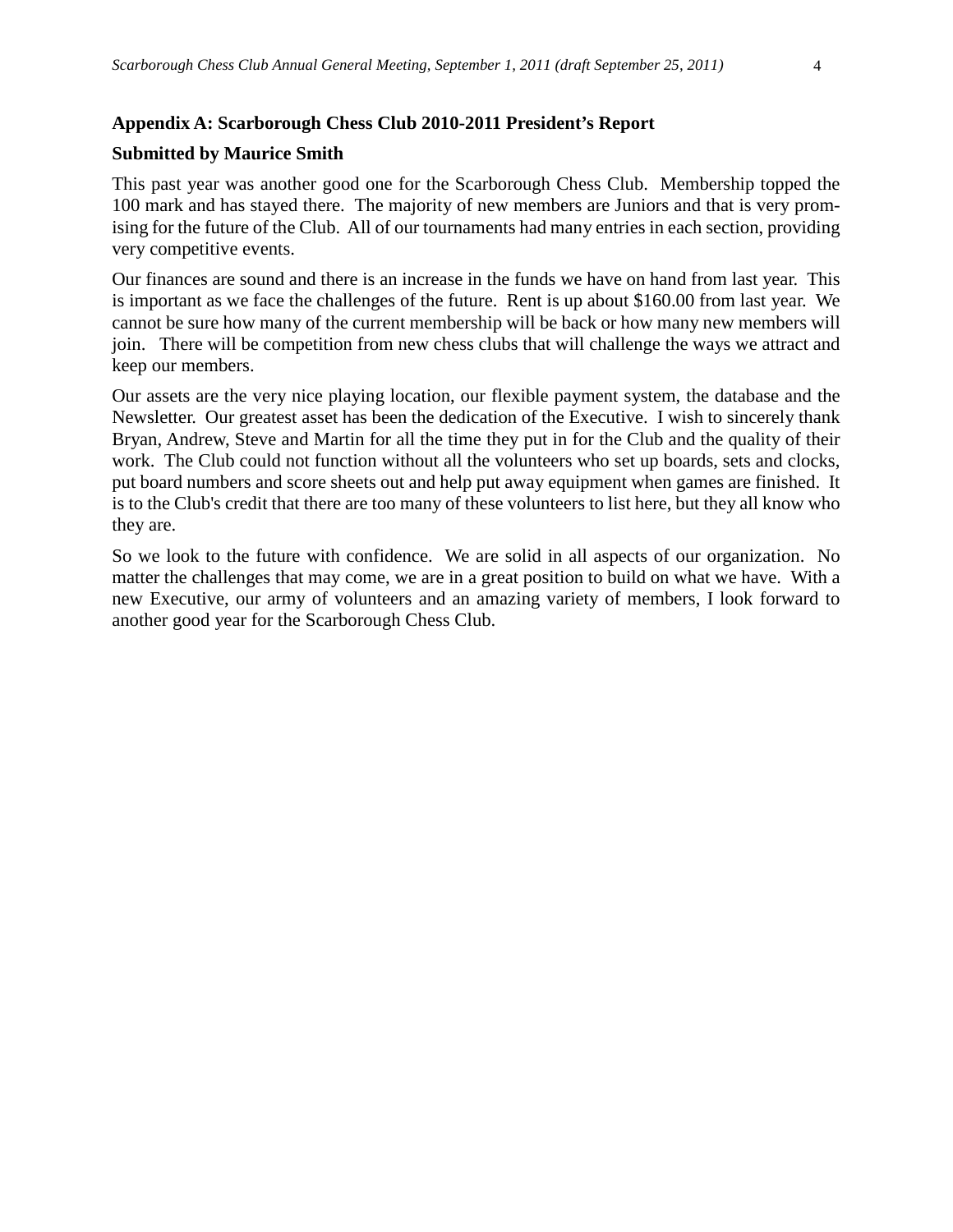## Appendix A: Scarborough Chess Club 2010-2011 President's Report

**Submitted by Maurice Smith**

This past year was another good one for the Scarborough Chess Club. Membership topped the 100 mark and has stayed there. The majority of new members are Juniors and that is very promising for the future of the Club. All of our tournaments had many entries in each section, providing very competitive events.

Our finances are sound and there is an increase in the funds we have on hand from last year. This is important as we face the challenges of the future. Rent is up about $160.00 from last year. We cannot be sure how many of the current membership will be back or how many new members will join. There will be competition from new chess clubs that will challenge the ways we attract and keep our members.

Our assets are the very nice playing location, our flexible payment system, the database and the Newsletter. Our greatest asset has been the dedication of the Executive. I wish to sincerely thank Bryan, Andrew, Steve and Martin for all the time they put in for the Club and the quality of their work. The Club could not function without all the volunteers who set up boards, sets and clocks, put board numbers and score sheets out and help put away equipment when games are finished. It is to the Club's credit that there are too many of these volunteers to list here, but they all know who they are.

So we look to the future with confidence. We are solid in all aspects of our organization. No matter the challenges that may come, we are in a great position to build on what we have. With a new Executive, our army of volunteers and an amazing variety of members, I look forward to another good year for the Scarborough Chess Club.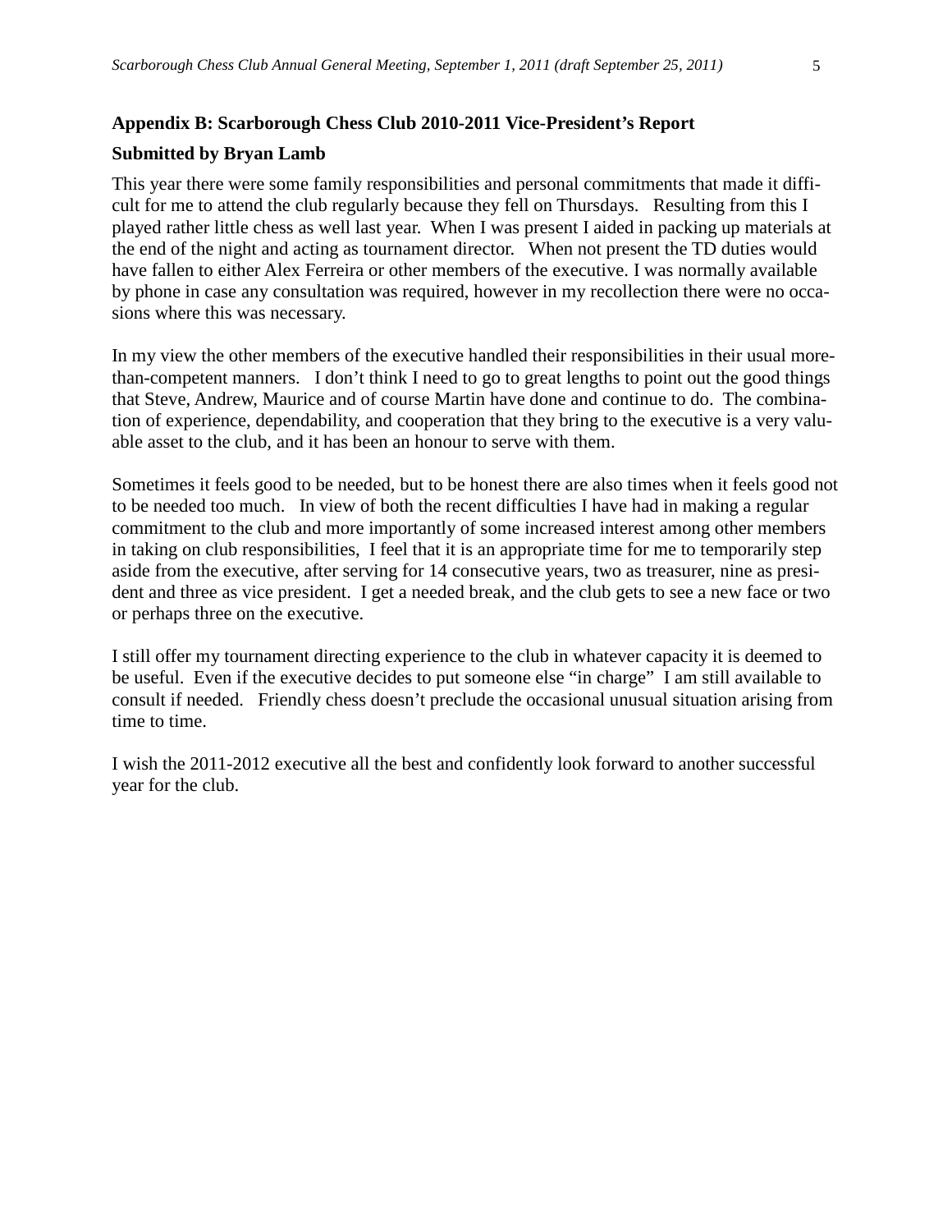**Appendix B: Scarborough Chess Club 2010-2011 Vice-President's Report**

**Submitted by Bryan Lamb**

This year there were some family responsibilities and personal commitments that made it difficult for me to attend the club regularly because they fell on Thursdays. Resulting from this I played rather little chess as well last year. When I was present I aided in packing up materials at the end of the night and acting as tournament director. When not present the TD duties would have fallen to either Alex Ferreira or other members of the executive. I was normally available by phone in case any consultation was required, however in my recollection there were no occasions where this was necessary.

In my view the other members of the executive handled their responsibilities in their usual more-than-competent manners. I don't think I need to go to great lengths to point out the good things that Steve, Andrew, Maurice and of course Martin have done and continue to do. The combination of experience, dependability, and cooperation that they bring to the executive is a very valuable asset to the club, and it has been an honour to serve with them.

Sometimes it feels good to be needed, but to be honest there are also times when it feels good not to be needed too much. In view of both the recent difficulties I have had in making a regular commitment to the club and more importantly of some increased interest among other members in taking on club responsibilities, I feel that it is an appropriate time for me to temporarily step aside from the executive, after serving for 14 consecutive years, two as treasurer, nine as president and three as vice president. I get a needed break, and the club gets to see a new face or two or perhaps three on the executive.

I still offer my tournament directing experience to the club in whatever capacity it is deemed to be useful. Even if the executive decides to put someone else "in charge" I am still available to consult if needed. Friendly chess doesn't preclude the occasional unusual situation arising from time to time.

I wish the 2011-2012 executive all the best and confidently look forward to another successful year for the club.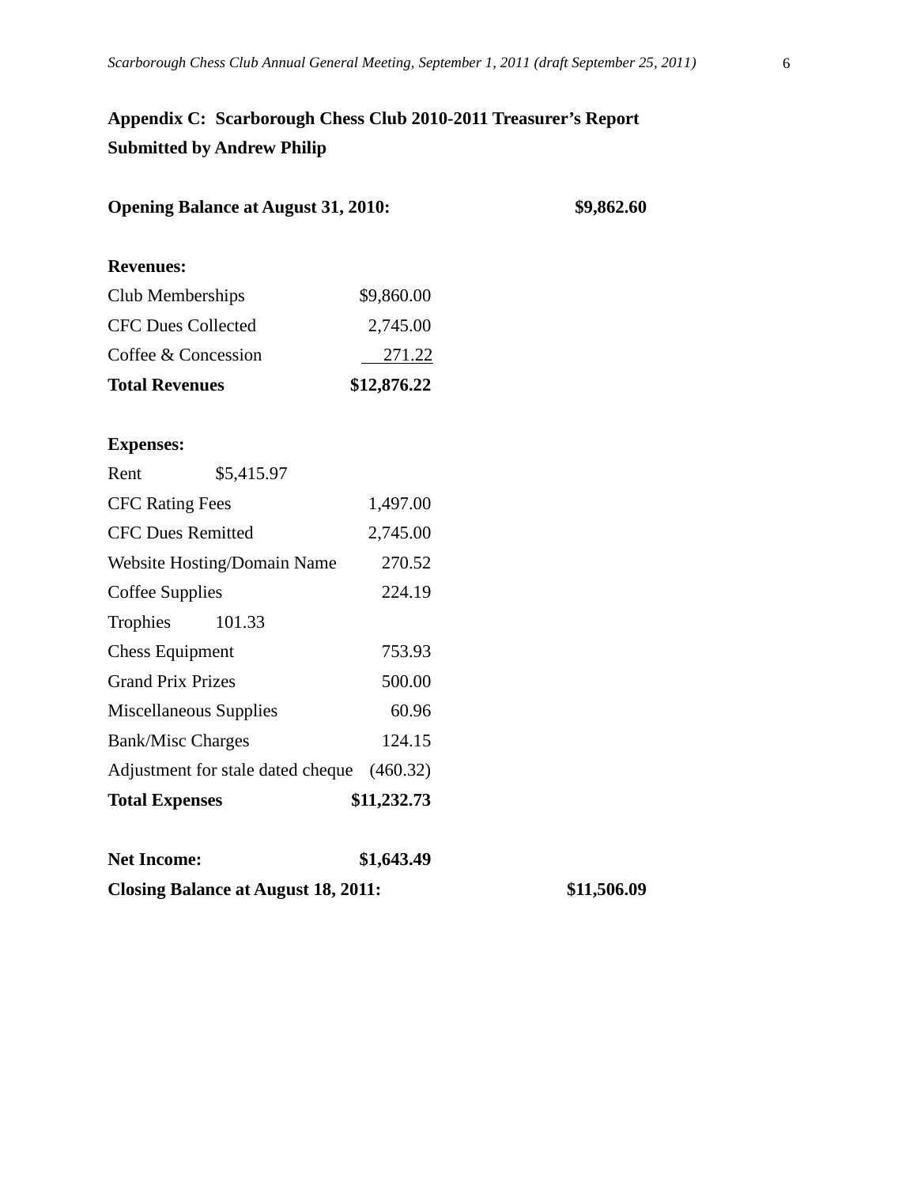**Appendix C: Scarborough Chess Club 2010-2011 Treasurer's Report**
**Submitted by Andrew Philip**

| | | |
|---|---|---|
| **Opening Balance at August 31, 2010:** | | **$9,862.60** |
| | | |
| **Revenues:** | | |
| Club Memberships | $9,860.00 | |
| CFC Dues Collected | 2,745.00 | |
| Coffee & Concession | 271.22 | |
| **Total Revenues** | **$12,876.22** | |
| | | |
| **Expenses:** | | |
| Rent | $5,415.97 | |
| CFC Rating Fees | 1,497.00 | |
| CFC Dues Remitted | 2,745.00 | |
| Website Hosting/Domain Name | 270.52 | |
| Coffee Supplies | 224.19 | |
| Trophies | 101.33 | |
| Chess Equipment | 753.93 | |
| Grand Prix Prizes | 500.00 | |
| Miscellaneous Supplies | 60.96 | |
| Bank/Misc Charges | 124.15 | |
| Adjustment for stale dated cheque | (460.32) | |
| **Total Expenses** | **$11,232.73** | |
| | | |
| **Net Income:** | **$1,643.49** | |
| **Closing Balance at August 18, 2011:** | | **$11,506.09** |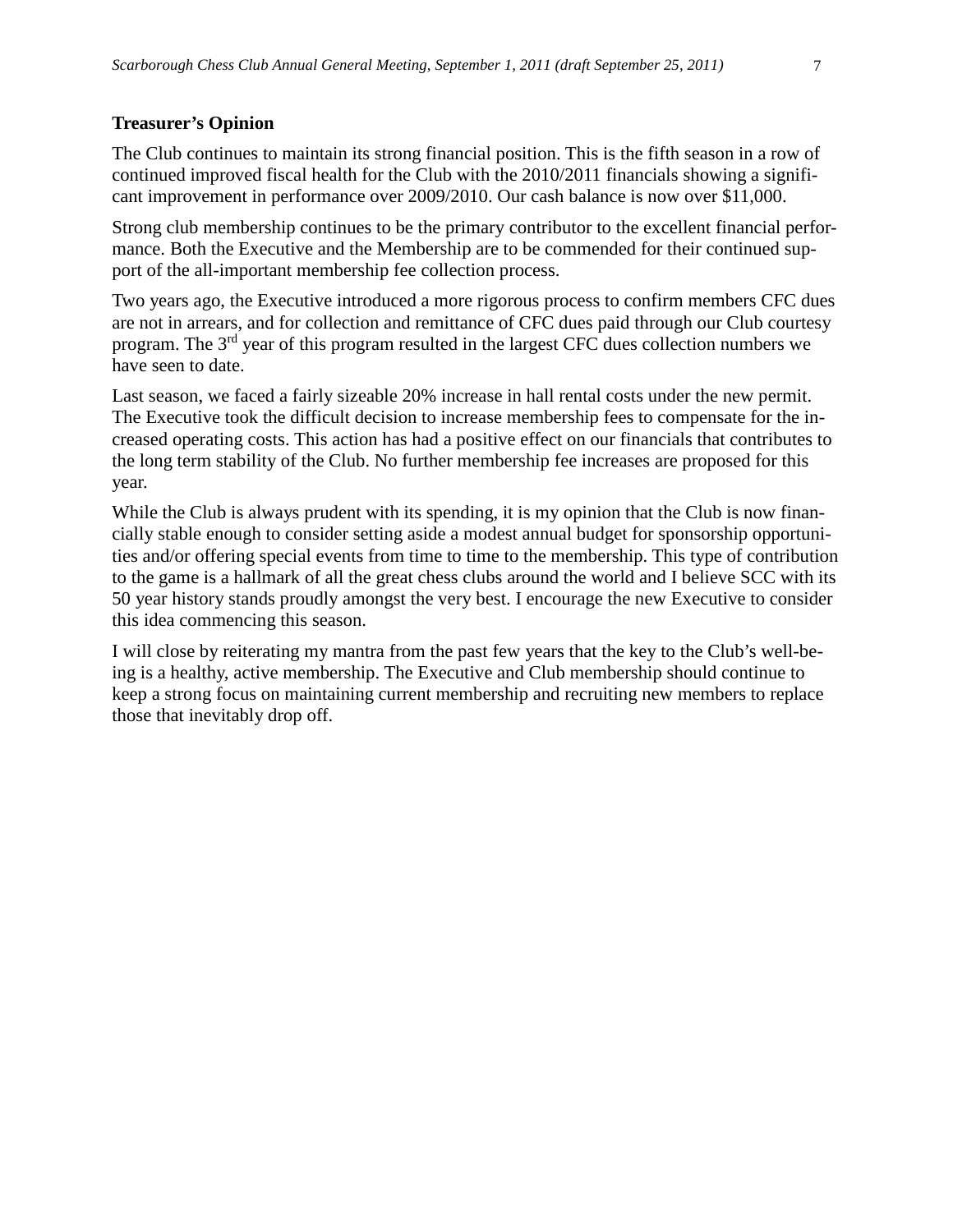**Treasurer's Opinion**

The Club continues to maintain its strong financial position. This is the fifth season in a row of continued improved fiscal health for the Club with the 2010/2011 financials showing a significant improvement in performance over 2009/2010. Our cash balance is now over $11,000.

Strong club membership continues to be the primary contributor to the excellent financial performance. Both the Executive and the Membership are to be commended for their continued support of the all-important membership fee collection process.

Two years ago, the Executive introduced a more rigorous process to confirm members CFC dues are not in arrears, and for collection and remittance of CFC dues paid through our Club courtesy program. The 3rd year of this program resulted in the largest CFC dues collection numbers we have seen to date.

Last season, we faced a fairly sizeable 20% increase in hall rental costs under the new permit. The Executive took the difficult decision to increase membership fees to compensate for the increased operating costs. This action has had a positive effect on our financials that contributes to the long term stability of the Club. No further membership fee increases are proposed for this year.

While the Club is always prudent with its spending, it is my opinion that the Club is now financially stable enough to consider setting aside a modest annual budget for sponsorship opportunities and/or offering special events from time to time to the membership. This type of contribution to the game is a hallmark of all the great chess clubs around the world and I believe SCC with its 50 year history stands proudly amongst the very best. I encourage the new Executive to consider this idea commencing this season.

I will close by reiterating my mantra from the past few years that the key to the Club's well-being is a healthy, active membership. The Executive and Club membership should continue to keep a strong focus on maintaining current membership and recruiting new members to replace those that inevitably drop off.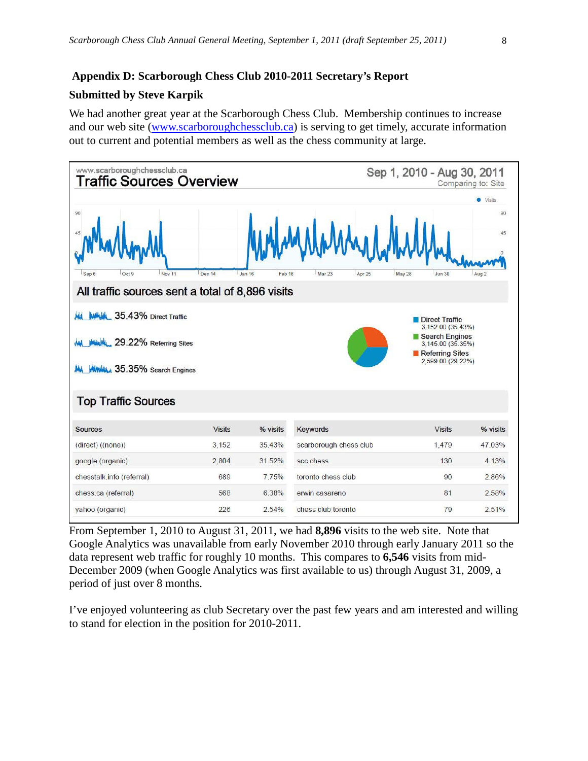## Appendix D: Scarborough Chess Club 2010-2011 Secretary's Report

**Submitted by Steve Karpik**

We had another great year at the Scarborough Chess Club. Membership continues to increase and our web site (www.scarboroughchessclub.ca) is serving to get timely, accurate information out to current and potential members as well as the chess community at large.

www.scarboroughchessclub.ca

**Traffic Sources Overview**

Sep 1, 2010 - Aug 30, 2011
Comparing to: Site

**All traffic sources sent a total of 8,896 visits**

- 35.43% Direct Traffic
- 29.22% Referring Sites
- 35.35% Search Engines

Direct Traffic 3,152.00 (35.43%)
Search Engines 3,145.00 (35.35%)
Referring Sites 2,599.00 (29.22%)

**Top Traffic Sources**

| Sources | Visits | % visits |
|---|---|---|
| (direct) ((none)) | 3,152 | 35.43% |
| google (organic) | 2,804 | 31.52% |
| chesstalk.info (referral) | 689 | 7.75% |
| chess.ca (referral) | 568 | 6.38% |
| yahoo (organic) | 226 | 2.54% |

| Keywords | Visits | % visits |
|---|---|---|
| scarborough chess club | 1,479 | 47.03% |
| scc chess | 130 | 4.13% |
| toronto chess club | 90 | 2.86% |
| erwin casareno | 81 | 2.58% |
| chess club toronto | 79 | 2.51% |

From September 1, 2010 to August 31, 2011, we had **8,896** visits to the web site. Note that Google Analytics was unavailable from early November 2010 through early January 2011 so the data represent web traffic for roughly 10 months. This compares to **6,546** visits from mid-December 2009 (when Google Analytics was first available to us) through August 31, 2009, a period of just over 8 months.

I've enjoyed volunteering as club Secretary over the past few years and am interested and willing to stand for election in the position for 2010-2011.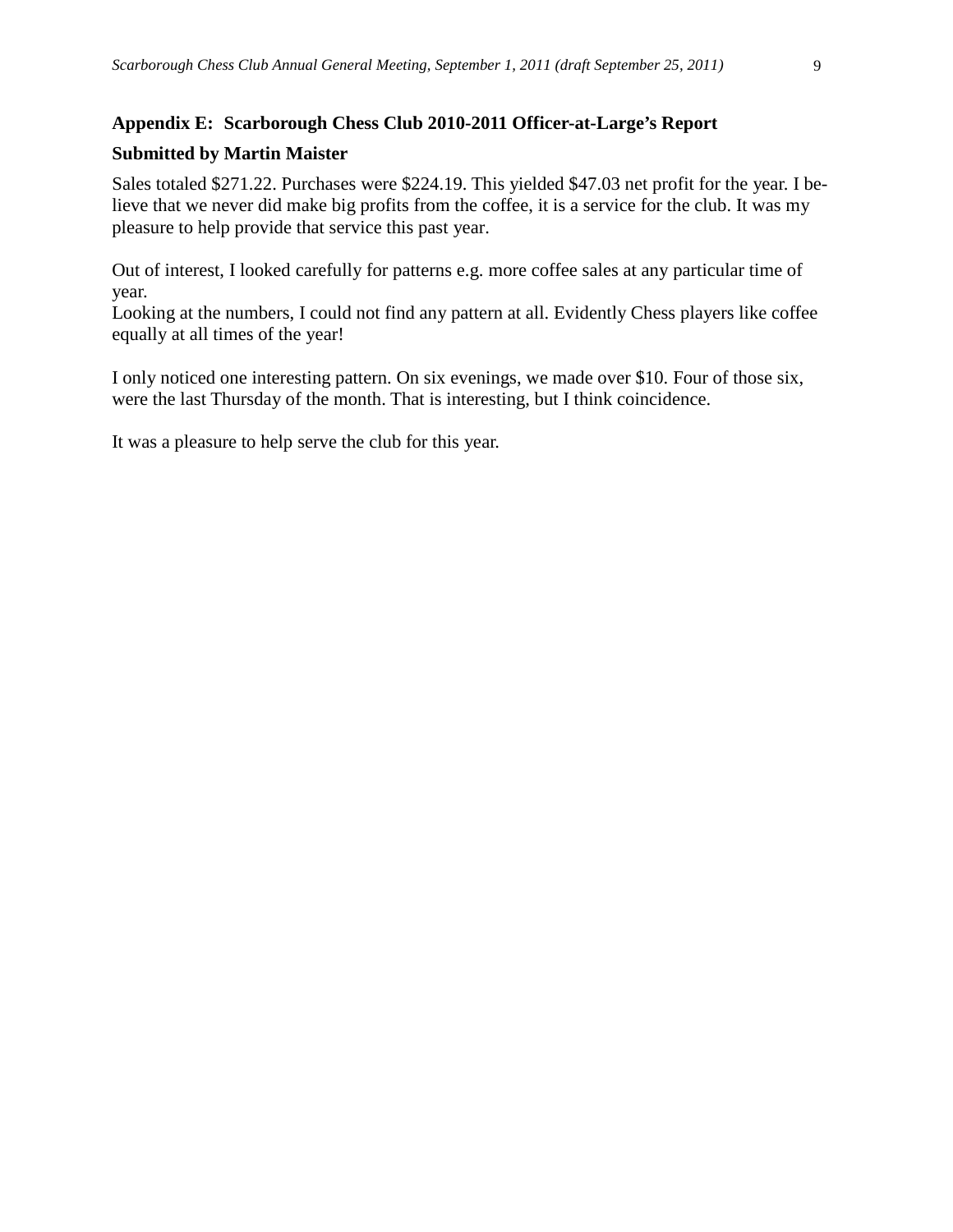## Appendix E: Scarborough Chess Club 2010-2011 Officer-at-Large's Report

**Submitted by Martin Maister**

Sales totaled $271.22. Purchases were $224.19. This yielded $47.03 net profit for the year. I believe that we never did make big profits from the coffee, it is a service for the club. It was my pleasure to help provide that service this past year.

Out of interest, I looked carefully for patterns e.g. more coffee sales at any particular time of year.
Looking at the numbers, I could not find any pattern at all. Evidently Chess players like coffee equally at all times of the year!

I only noticed one interesting pattern. On six evenings, we made over $10. Four of those six, were the last Thursday of the month. That is interesting, but I think coincidence.

It was a pleasure to help serve the club for this year.